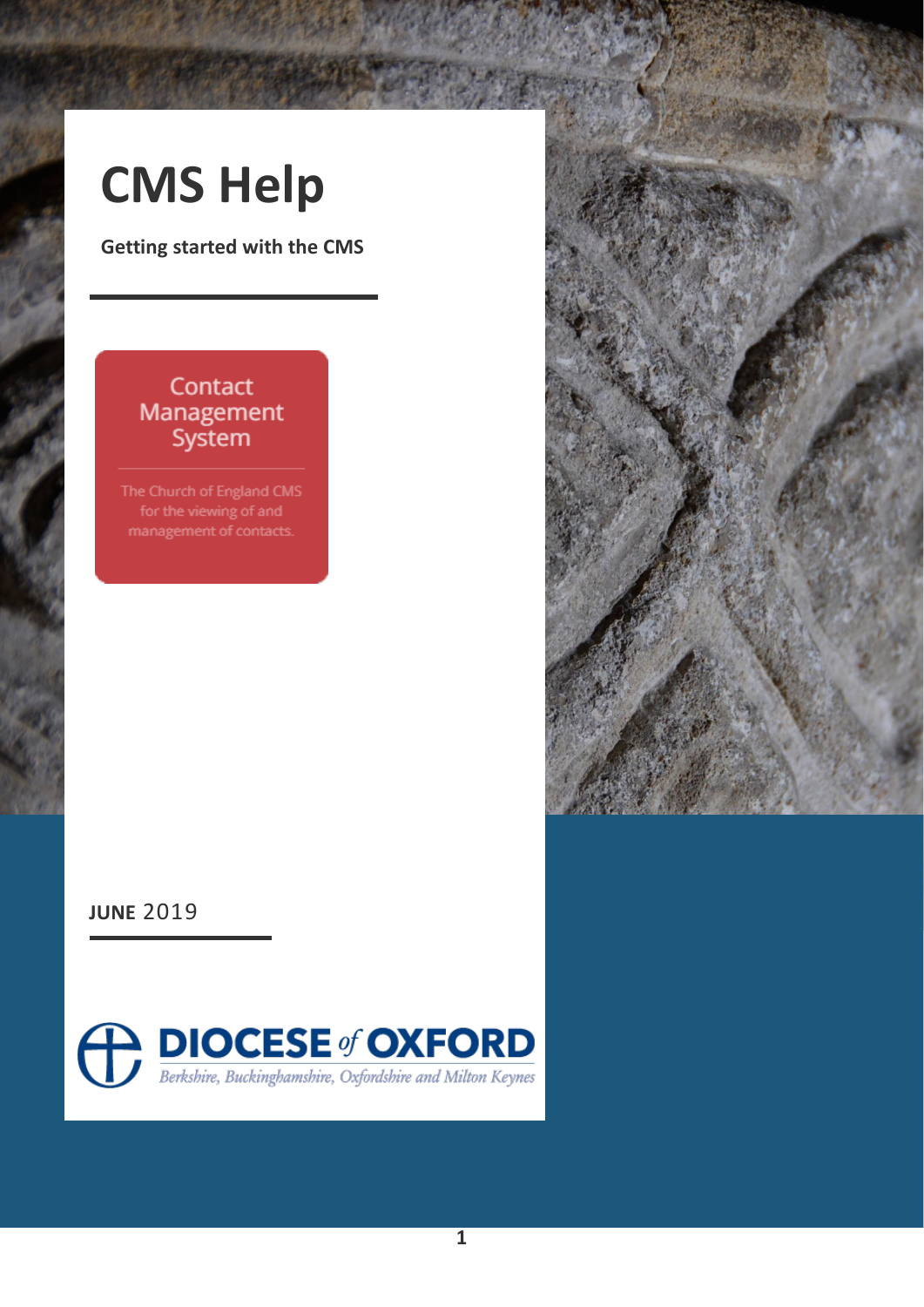# CMS Help

**Getting started with the CMS**

Contact Management System

The Church of England CMS for the viewing of and management of contacts.

**JUNE** 2019

DIOCESE *of* OXFORD

*Berkshire, Buckinghamshire, Oxfordshire and Milton Keynes*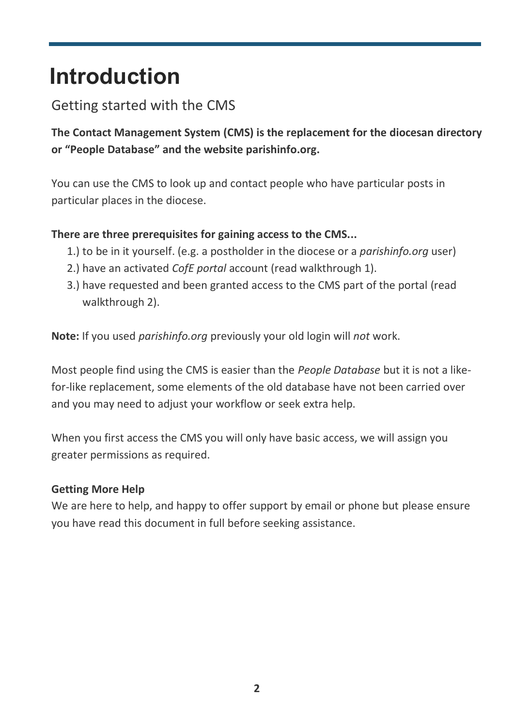# Introduction

## Getting started with the CMS

**The Contact Management System (CMS) is the replacement for the diocesan directory or "People Database" and the website parishinfo.org.**

You can use the CMS to look up and contact people who have particular posts in particular places in the diocese.

**There are three prerequisites for gaining access to the CMS...**

1.) to be in it yourself. (e.g. a postholder in the diocese or a *parishinfo.org* user)
2.) have an activated *CofE portal* account (read walkthrough 1).
3.) have requested and been granted access to the CMS part of the portal (read walkthrough 2).

**Note:** If you used *parishinfo.org* previously your old login will *not* work.

Most people find using the CMS is easier than the *People Database* but it is not a like-for-like replacement, some elements of the old database have not been carried over and you may need to adjust your workflow or seek extra help.

When you first access the CMS you will only have basic access, we will assign you greater permissions as required.

**Getting More Help**
We are here to help, and happy to offer support by email or phone but please ensure you have read this document in full before seeking assistance.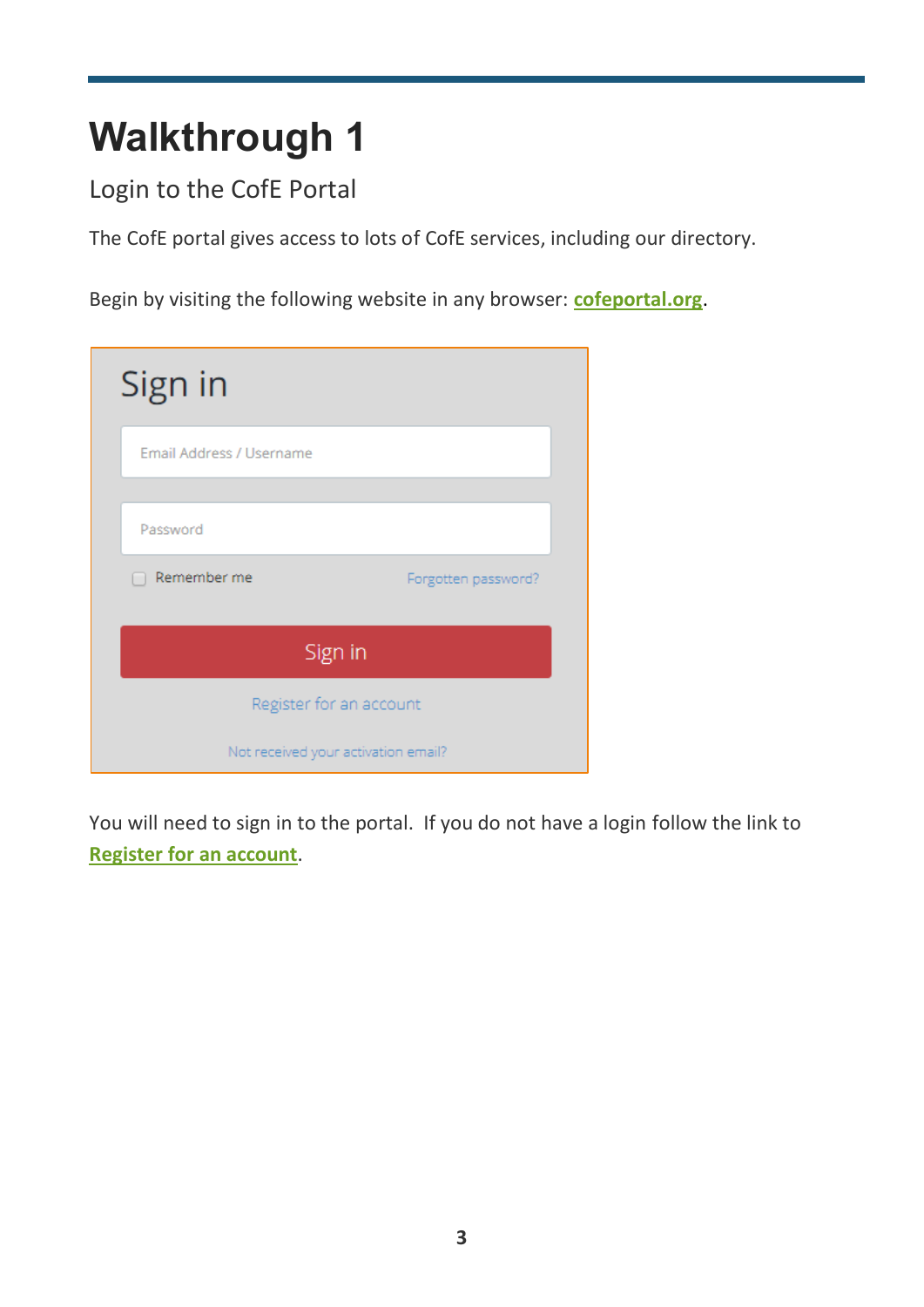# Walkthrough 1

## Login to the CofE Portal

The CofE portal gives access to lots of CofE services, including our directory.

Begin by visiting the following website in any browser: **cofeportal.org**.

Sign in

Email Address / Username

Password

Remember me Forgotten password?

Sign in

Register for an account

Not received your activation email?

You will need to sign in to the portal. If you do not have a login follow the link to **Register for an account**.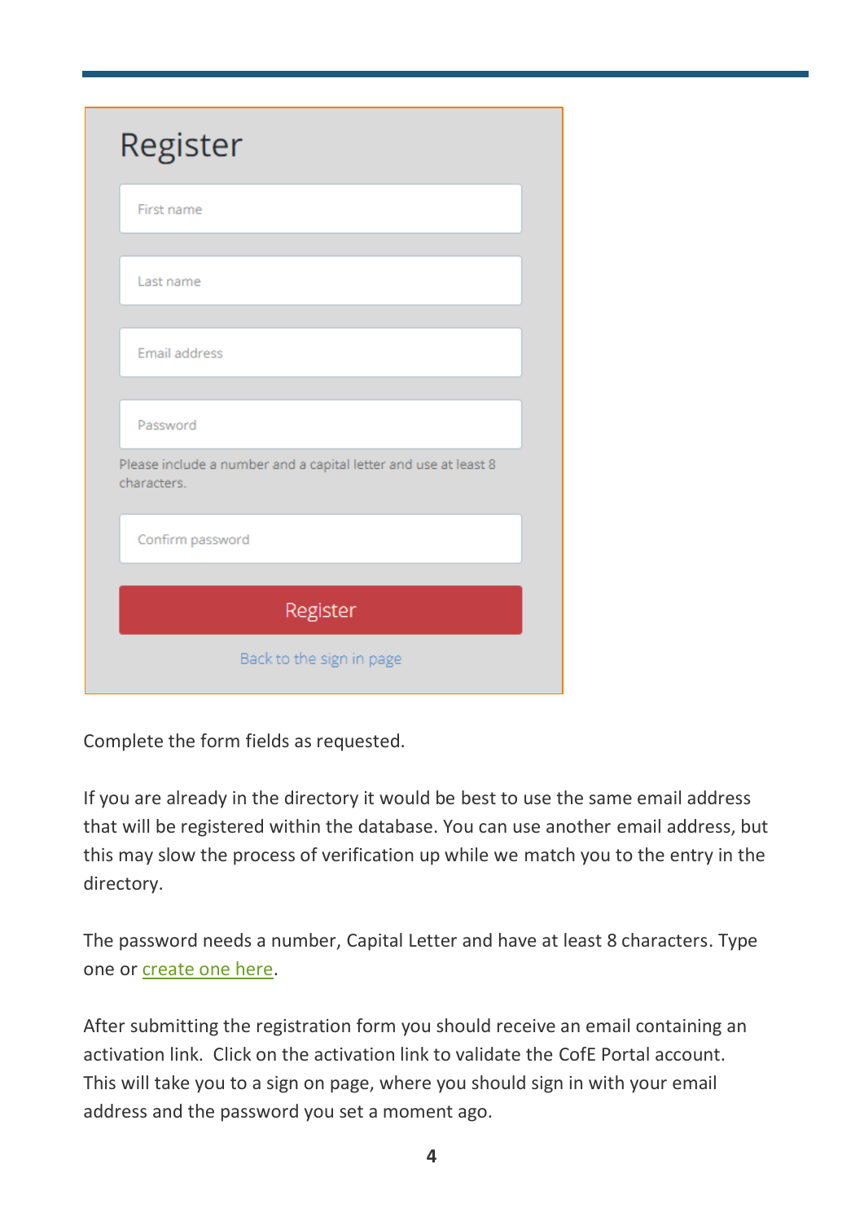Register

First name

Last name

Email address

Password

Please include a number and a capital letter and use at least 8 characters.

Confirm password

Register

Back to the sign in page

Complete the form fields as requested.

If you are already in the directory it would be best to use the same email address that will be registered within the database. You can use another email address, but this may slow the process of verification up while we match you to the entry in the directory.

The password needs a number, Capital Letter and have at least 8 characters. Type one or create one here.

After submitting the registration form you should receive an email containing an activation link. Click on the activation link to validate the CofE Portal account. This will take you to a sign on page, where you should sign in with your email address and the password you set a moment ago.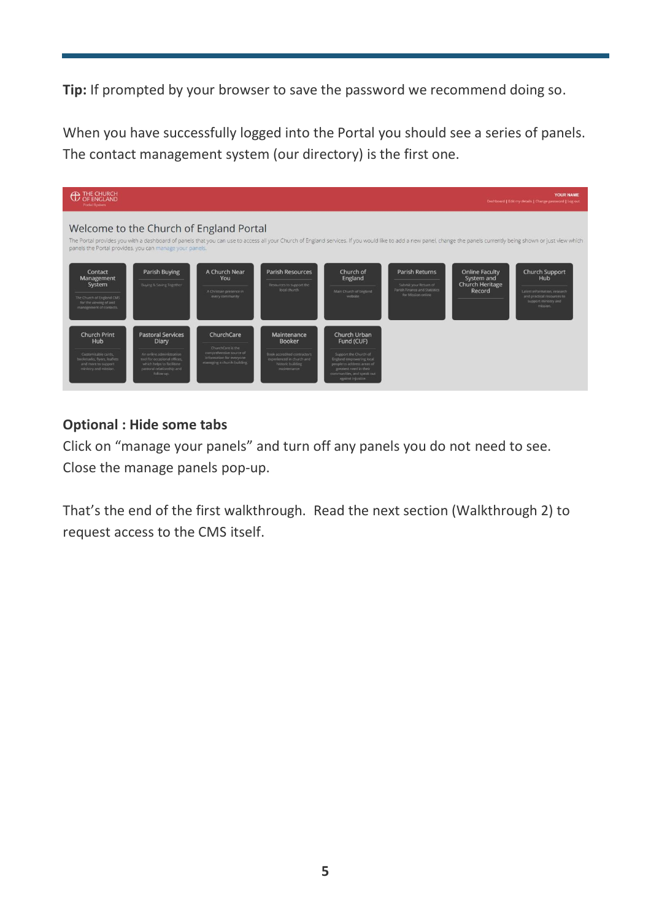**Tip:** If prompted by your browser to save the password we recommend doing so.

When you have successfully logged into the Portal you should see a series of panels. The contact management system (our directory) is the first one.

**Optional : Hide some tabs**

Click on “manage your panels” and turn off any panels you do not need to see. Close the manage panels pop-up.

That’s the end of the first walkthrough. Read the next section (Walkthrough 2) to request access to the CMS itself.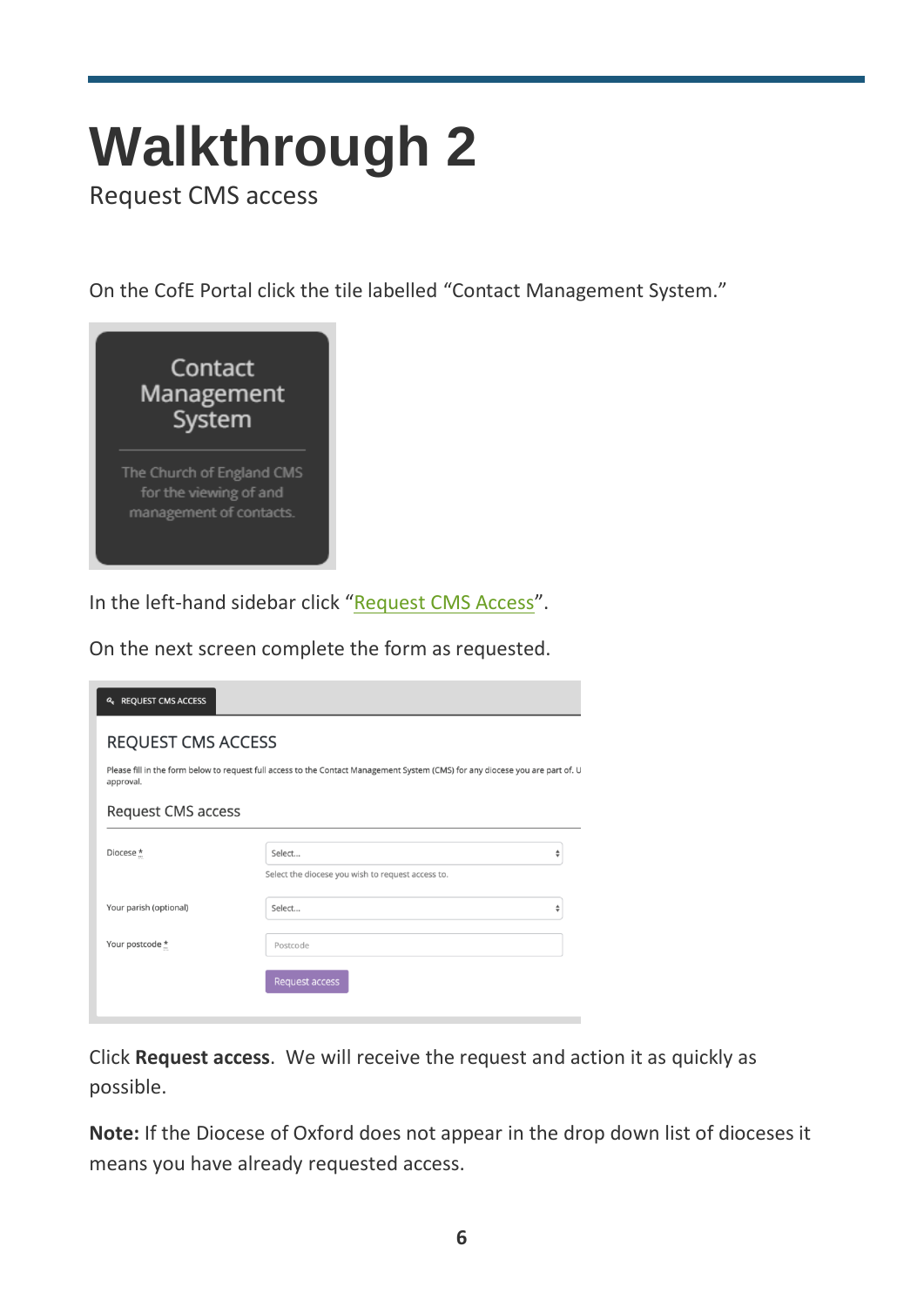# Walkthrough 2

Request CMS access

On the CofE Portal click the tile labelled "Contact Management System."

In the left-hand sidebar click "Request CMS Access".

On the next screen complete the form as requested.

Click **Request access**. We will receive the request and action it as quickly as possible.

**Note:** If the Diocese of Oxford does not appear in the drop down list of dioceses it means you have already requested access.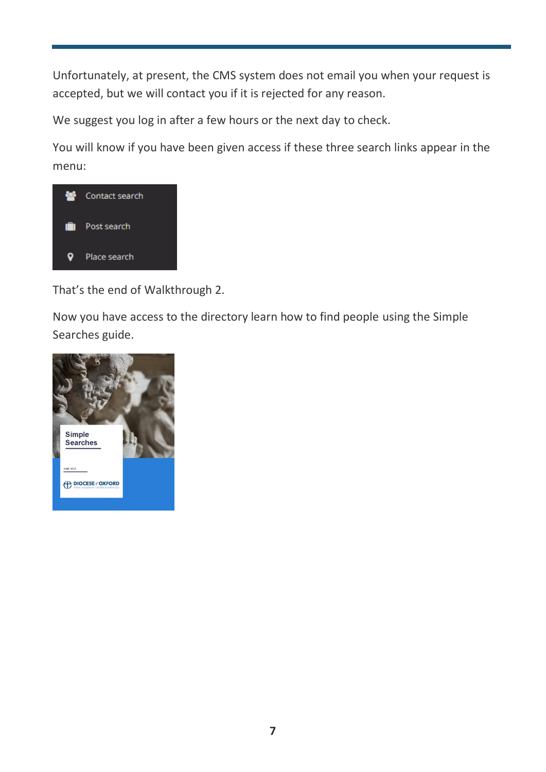Unfortunately, at present, the CMS system does not email you when your request is accepted, but we will contact you if it is rejected for any reason.

We suggest you log in after a few hours or the next day to check.

You will know if you have been given access if these three search links appear in the menu:

That's the end of Walkthrough 2.

Now you have access to the directory learn how to find people using the Simple Searches guide.